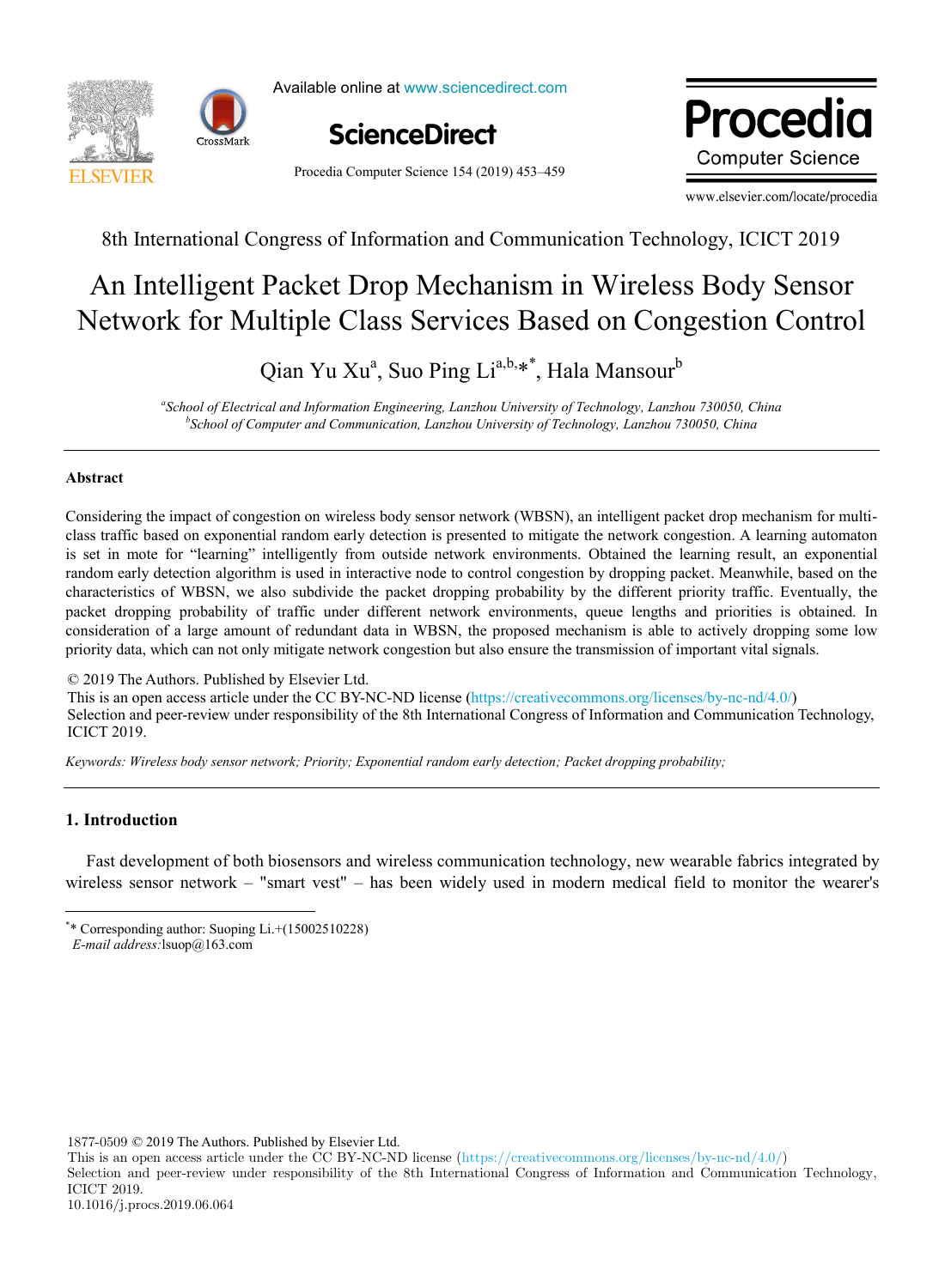8th International Congress of Information and Communication Technology, ICICT 2019

# An Intelligent Packet Drop Mechanism in Wireless Body Sensor Network for Multiple Class Services Based on Congestion Control

Qian Yu Xu[a], Suo Ping Li[a,b,*], Hala Mansour[b]

[a]*School of Electrical and Information Engineering, Lanzhou University of Technology, Lanzhou 730050, China*
[b]*School of Computer and Communication, Lanzhou University of Technology, Lanzhou 730050, China*

---

**Abstract**

Considering the impact of congestion on wireless body sensor network (WBSN), an intelligent packet drop mechanism for multi-class traffic based on exponential random early detection is presented to mitigate the network congestion. A learning automaton is set in mote for "learning" intelligently from outside network environments. Obtained the learning result, an exponential random early detection algorithm is used in interactive node to control congestion by dropping packet. Meanwhile, based on the characteristics of WBSN, we also subdivide the packet dropping probability by the different priority traffic. Eventually, the packet dropping probability of traffic under different network environments, queue lengths and priorities is obtained. In consideration of a large amount of redundant data in WBSN, the proposed mechanism is able to actively dropping some low priority data, which can not only mitigate network congestion but also ensure the transmission of important vital signals.

© 2019 The Authors. Published by Elsevier Ltd.
This is an open access article under the CC BY-NC-ND license (https://creativecommons.org/licenses/by-nc-nd/4.0/)
Selection and peer-review under responsibility of the 8th International Congress of Information and Communication Technology, ICICT 2019.

*Keywords: Wireless body sensor network; Priority; Exponential random early detection; Packet dropping probability;*

---

## 1. Introduction

Fast development of both biosensors and wireless communication technology, new wearable fabrics integrated by wireless sensor network – "smart vest" – has been widely used in modern medical field to monitor the wearer's

---

[*]* Corresponding author: Suoping Li.+(15002510228)
*E-mail address:* lsuop@163.com

1877-0509 © 2019 The Authors. Published by Elsevier Ltd.
This is an open access article under the CC BY-NC-ND license (https://creativecommons.org/licenses/by-nc-nd/4.0/)
Selection and peer-review under responsibility of the 8th International Congress of Information and Communication Technology, ICICT 2019.
10.1016/j.procs.2019.06.064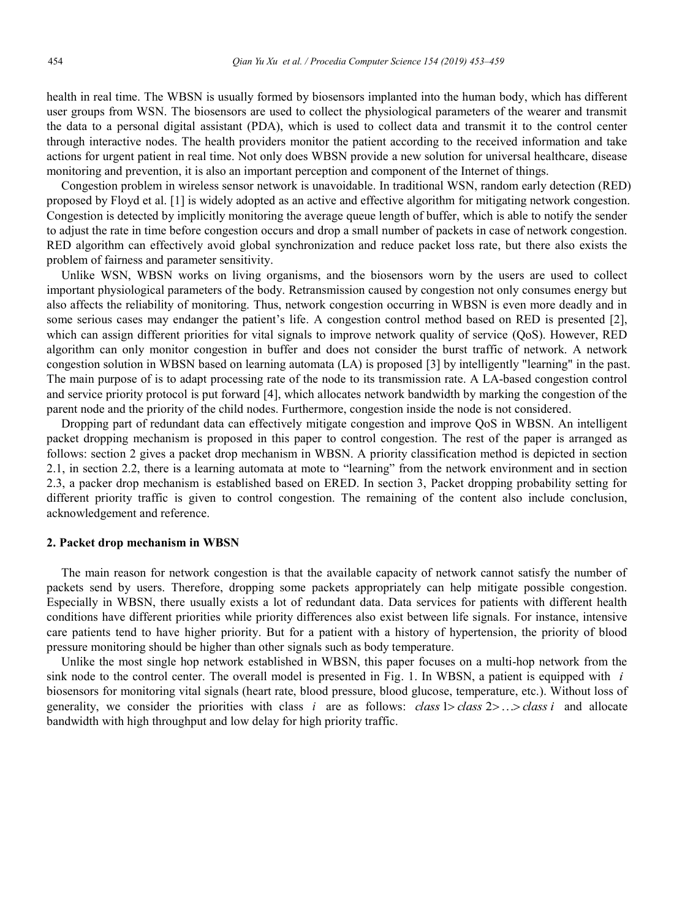health in real time. The WBSN is usually formed by biosensors implanted into the human body, which has different user groups from WSN. The biosensors are used to collect the physiological parameters of the wearer and transmit the data to a personal digital assistant (PDA), which is used to collect data and transmit it to the control center through interactive nodes. The health providers monitor the patient according to the received information and take actions for urgent patient in real time. Not only does WBSN provide a new solution for universal healthcare, disease monitoring and prevention, it is also an important perception and component of the Internet of things.

Congestion problem in wireless sensor network is unavoidable. In traditional WSN, random early detection (RED) proposed by Floyd et al. [1] is widely adopted as an active and effective algorithm for mitigating network congestion. Congestion is detected by implicitly monitoring the average queue length of buffer, which is able to notify the sender to adjust the rate in time before congestion occurs and drop a small number of packets in case of network congestion. RED algorithm can effectively avoid global synchronization and reduce packet loss rate, but there also exists the problem of fairness and parameter sensitivity.

Unlike WSN, WBSN works on living organisms, and the biosensors worn by the users are used to collect important physiological parameters of the body. Retransmission caused by congestion not only consumes energy but also affects the reliability of monitoring. Thus, network congestion occurring in WBSN is even more deadly and in some serious cases may endanger the patient's life. A congestion control method based on RED is presented [2], which can assign different priorities for vital signals to improve network quality of service (QoS). However, RED algorithm can only monitor congestion in buffer and does not consider the burst traffic of network. A network congestion solution in WBSN based on learning automata (LA) is proposed [3] by intelligently "learning" in the past. The main purpose of is to adapt processing rate of the node to its transmission rate. A LA-based congestion control and service priority protocol is put forward [4], which allocates network bandwidth by marking the congestion of the parent node and the priority of the child nodes. Furthermore, congestion inside the node is not considered.

Dropping part of redundant data can effectively mitigate congestion and improve QoS in WBSN. An intelligent packet dropping mechanism is proposed in this paper to control congestion. The rest of the paper is arranged as follows: section 2 gives a packet drop mechanism in WBSN. A priority classification method is depicted in section 2.1, in section 2.2, there is a learning automata at mote to "learning" from the network environment and in section 2.3, a packer drop mechanism is established based on ERED. In section 3, Packet dropping probability setting for different priority traffic is given to control congestion. The remaining of the content also include conclusion, acknowledgement and reference.

## 2. Packet drop mechanism in WBSN

The main reason for network congestion is that the available capacity of network cannot satisfy the number of packets send by users. Therefore, dropping some packets appropriately can help mitigate possible congestion. Especially in WBSN, there usually exists a lot of redundant data. Data services for patients with different health conditions have different priorities while priority differences also exist between life signals. For instance, intensive care patients tend to have higher priority. But for a patient with a history of hypertension, the priority of blood pressure monitoring should be higher than other signals such as body temperature.

Unlike the most single hop network established in WBSN, this paper focuses on a multi-hop network from the sink node to the control center. The overall model is presented in Fig. 1. In WBSN, a patient is equipped with $i$ biosensors for monitoring vital signals (heart rate, blood pressure, blood glucose, temperature, etc.). Without loss of generality, we consider the priorities with class $i$ are as follows: $class\,1 > class\,2 > \ldots > class\,i$ and allocate bandwidth with high throughput and low delay for high priority traffic.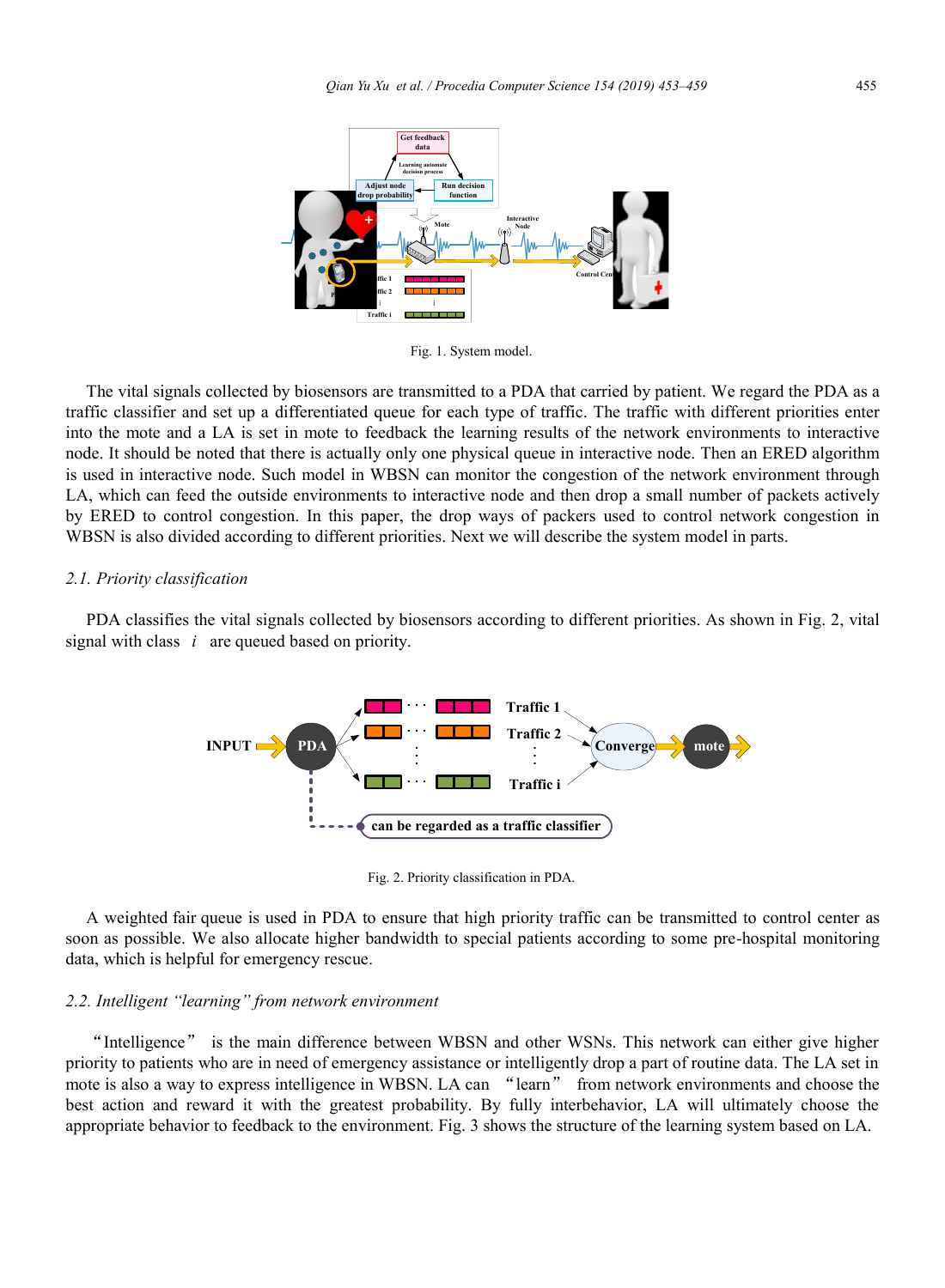Fig. 1. System model.

The vital signals collected by biosensors are transmitted to a PDA that carried by patient. We regard the PDA as a traffic classifier and set up a differentiated queue for each type of traffic. The traffic with different priorities enter into the mote and a LA is set in mote to feedback the learning results of the network environments to interactive node. It should be noted that there is actually only one physical queue in interactive node. Then an ERED algorithm is used in interactive node. Such model in WBSN can monitor the congestion of the network environment through LA, which can feed the outside environments to interactive node and then drop a small number of packets actively by ERED to control congestion. In this paper, the drop ways of packers used to control network congestion in WBSN is also divided according to different priorities. Next we will describe the system model in parts.

### *2.1. Priority classification*

PDA classifies the vital signals collected by biosensors according to different priorities. As shown in Fig. 2, vital signal with class $i$ are queued based on priority.

Fig. 2. Priority classification in PDA.

A weighted fair queue is used in PDA to ensure that high priority traffic can be transmitted to control center as soon as possible. We also allocate higher bandwidth to special patients according to some pre-hospital monitoring data, which is helpful for emergency rescue.

### *2.2. Intelligent "learning" from network environment*

"Intelligence" is the main difference between WBSN and other WSNs. This network can either give higher priority to patients who are in need of emergency assistance or intelligently drop a part of routine data. The LA set in mote is also a way to express intelligence in WBSN. LA can "learn" from network environments and choose the best action and reward it with the greatest probability. By fully interbehavior, LA will ultimately choose the appropriate behavior to feedback to the environment. Fig. 3 shows the structure of the learning system based on LA.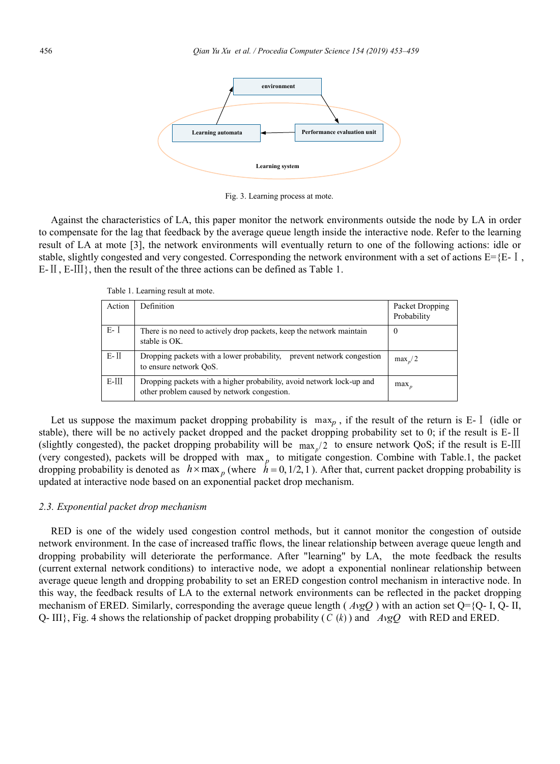Fig. 3. Learning process at mote.

Against the characteristics of LA, this paper monitor the network environments outside the node by LA in order to compensate for the lag that feedback by the average queue length inside the interactive node. Refer to the learning result of LA at mote [3], the network environments will eventually return to one of the following actions: idle or stable, slightly congested and very congested. Corresponding the network environment with a set of actions E={E-Ⅰ, E-Ⅱ, E-Ⅲ}, then the result of the three actions can be defined as Table 1.

Table 1. Learning result at mote.

| Action | Definition | Packet Dropping Probability |
|---|---|---|
| E-Ⅰ | There is no need to actively drop packets, keep the network maintain stable is OK. | 0 |
| E-Ⅱ | Dropping packets with a lower probability, prevent network congestion to ensure network QoS. | $\max_p/2$ |
| E-Ⅲ | Dropping packets with a higher probability, avoid network lock-up and other problem caused by network congestion. | $\max_p$ |

Let us suppose the maximum packet dropping probability is $\max_p$, if the result of the return is E-Ⅰ (idle or stable), there will be no actively packet dropped and the packet dropping probability set to 0; if the result is E-Ⅱ (slightly congested), the packet dropping probability will be $\max_p/2$ to ensure network QoS; if the result is E-Ⅲ (very congested), packets will be dropped with $\max_p$ to mitigate congestion. Combine with Table.1, the packet dropping probability is denoted as $h \times \max_p$ (where $h = 0, 1/2, 1$). After that, current packet dropping probability is updated at interactive node based on an exponential packet drop mechanism.

### 2.3. Exponential packet drop mechanism

RED is one of the widely used congestion control methods, but it cannot monitor the congestion of outside network environment. In the case of increased traffic flows, the linear relationship between average queue length and dropping probability will deteriorate the performance. After "learning" by LA, the mote feedback the results (current external network conditions) to interactive node, we adopt a exponential nonlinear relationship between average queue length and dropping probability to set an ERED congestion control mechanism in interactive node. In this way, the feedback results of LA to the external network environments can be reflected in the packet dropping mechanism of ERED. Similarly, corresponding the average queue length ( $AvgQ$ ) with an action set Q={Q- I, Q- II, Q- III}, Fig. 4 shows the relationship of packet dropping probability ( $C(k)$ ) and $AvgQ$ with RED and ERED.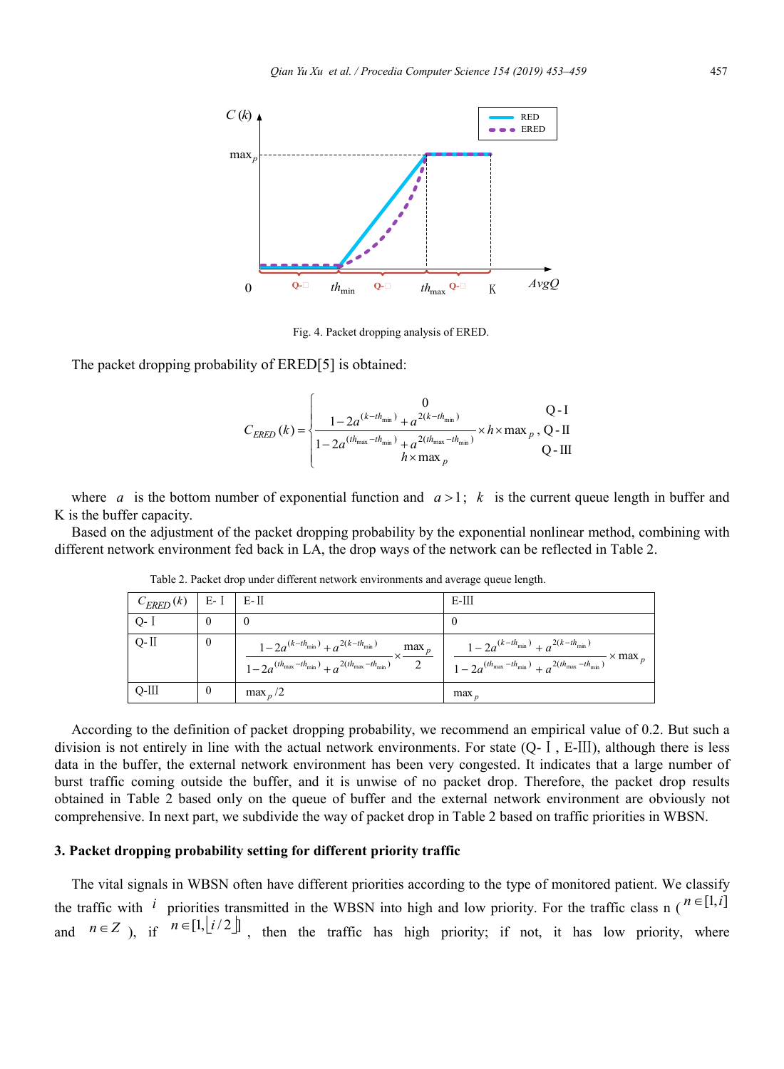Fig. 4. Packet dropping analysis of ERED.

The packet dropping probability of ERED[5] is obtained:

$$C_{ERED}(k)=\begin{cases}0 & \text{Q-I}\\ \dfrac{1-2a^{(k-th_{\min})}+a^{2(k-th_{\min})}}{1-2a^{(th_{\max}-th_{\min})}+a^{2(th_{\max}-th_{\min})}}\times h\times \max_p, & \text{Q-II}\\ h\times \max_p & \text{Q-III}\end{cases}$$

where $a$ is the bottom number of exponential function and $a>1$; $k$ is the current queue length in buffer and K is the buffer capacity.

Based on the adjustment of the packet dropping probability by the exponential nonlinear method, combining with different network environment fed back in LA, the drop ways of the network can be reflected in Table 2.

Table 2. Packet drop under different network environments and average queue length.

| $C_{ERED}(k)$ | E-Ⅰ | E-Ⅱ | E-Ⅲ |
|---|---|---|---|
| Q-Ⅰ | 0 | 0 | 0 |
| Q-Ⅱ | 0 | $\dfrac{1-2a^{(k-th_{\min})}+a^{2(k-th_{\min})}}{1-2a^{(th_{\max}-th_{\min})}+a^{2(th_{\max}-th_{\min})}}\times\dfrac{\max_p}{2}$ | $\dfrac{1-2a^{(k-th_{\min})}+a^{2(k-th_{\min})}}{1-2a^{(th_{\max}-th_{\min})}+a^{2(th_{\max}-th_{\min})}}\times \max_p$ |
| Q-Ⅲ | 0 | $\max_p/2$ | $\max_p$ |

According to the definition of packet dropping probability, we recommend an empirical value of 0.2. But such a division is not entirely in line with the actual network environments. For state (Q-Ⅰ, E-Ⅲ), although there is less data in the buffer, the external network environment has been very congested. It indicates that a large number of burst traffic coming outside the buffer, and it is unwise of no packet drop. Therefore, the packet drop results obtained in Table 2 based only on the queue of buffer and the external network environment are obviously not comprehensive. In next part, we subdivide the way of packet drop in Table 2 based on traffic priorities in WBSN.

## 3. Packet dropping probability setting for different priority traffic

The vital signals in WBSN often have different priorities according to the type of monitored patient. We classify the traffic with $i$ priorities transmitted in the WBSN into high and low priority. For the traffic class n ($n\in[1,i]$ and $n\in Z$), if $n\in[1,\lfloor i/2\rfloor]$, then the traffic has high priority; if not, it has low priority, where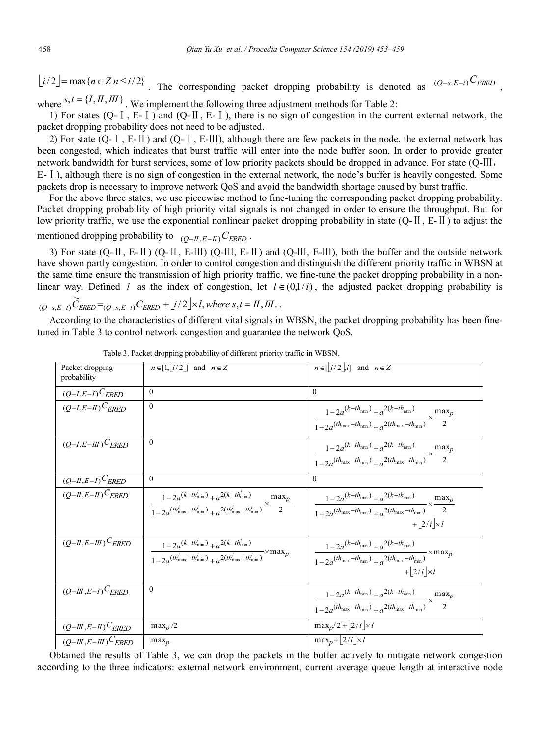$\lfloor i/2 \rfloor = \max\{n \in Z | n \le i/2\}$. The corresponding packet dropping probability is denoted as ${}_{(Q-s,E-t)}C_{ERED}$, where $s,t = \{I, II, III\}$. We implement the following three adjustment methods for Table 2:

1) For states (Q-Ⅰ, E-Ⅰ) and (Q-Ⅱ, E-Ⅰ), there is no sign of congestion in the current external network, the packet dropping probability does not need to be adjusted.

2) For state (Q-Ⅰ, E-Ⅱ) and (Q-Ⅰ, E-Ⅲ), although there are few packets in the node, the external network has been congested, which indicates that burst traffic will enter into the node buffer soon. In order to provide greater network bandwidth for burst services, some of low priority packets should be dropped in advance. For state (Q-Ⅲ, E-Ⅰ), although there is no sign of congestion in the external network, the node's buffer is heavily congested. Some packets drop is necessary to improve network QoS and avoid the bandwidth shortage caused by burst traffic.

For the above three states, we use piecewise method to fine-tuning the corresponding packet dropping probability. Packet dropping probability of high priority vital signals is not changed in order to ensure the throughput. But for low priority traffic, we use the exponential nonlinear packet dropping probability in state (Q-Ⅱ, E-Ⅱ) to adjust the mentioned dropping probability to ${}_{(Q-II,E-II)}C_{ERED}$.

3) For state (Q-Ⅱ, E-Ⅱ) (Q-Ⅱ, E-Ⅲ) (Q-Ⅲ, E-Ⅱ) and (Q-Ⅲ, E-Ⅲ), both the buffer and the outside network have shown partly congestion. In order to control congestion and distinguish the different priority traffic in WBSN at the same time ensure the transmission of high priority traffic, we fine-tune the packet dropping probability in a non-linear way. Defined $l$ as the index of congestion, let $l \in (0,1/i)$, the adjusted packet dropping probability is ${}_{(Q-s,E-t)}\widetilde{C}_{ERED} = {}_{(Q-s,E-t)}C_{ERED} + \lfloor i/2 \rfloor \times l, where\ s,t = II, III.$.

According to the characteristics of different vital signals in WBSN, the packet dropping probability has been fine-tuned in Table 3 to control network congestion and guarantee the network QoS.

Table 3. Packet dropping probability of different priority traffic in WBSN.

| Packet dropping probability | $n \in [1, \lfloor i/2 \rfloor]$ and $n \in Z$ | $n \in [\lfloor i/2 \rfloor, i]$ and $n \in Z$ |
|---|---|---|
| ${}_{(Q-I,E-I)}C_{ERED}$ | 0 | 0 |
| ${}_{(Q-I,E-II)}C_{ERED}$ | 0 | $\frac{1-2a^{(k-th_{\min})}+a^{2(k-th_{\min})}}{1-2a^{(th_{\max}-th_{\min})}+a^{2(th_{\max}-th_{\min})}} \times \frac{\max_p}{2}$ |
| ${}_{(Q-I,E-III)}C_{ERED}$ | 0 | $\frac{1-2a^{(k-th_{\min})}+a^{2(k-th_{\min})}}{1-2a^{(th_{\max}-th_{\min})}+a^{2(th_{\max}-th_{\min})}} \times \frac{\max_p}{2}$ |
| ${}_{(Q-II,E-I)}C_{ERED}$ | 0 | 0 |
| ${}_{(Q-II,E-II)}C_{ERED}$ | $\frac{1-2a^{(k-th^i_{\min})}+a^{2(k-th^i_{\min})}}{1-2a^{(th^i_{\max}-th^i_{\min})}+a^{2(th^i_{\max}-th^i_{\min})}} \times \frac{\max_p}{2}$ | $\frac{1-2a^{(k-th_{\min})}+a^{2(k-th_{\min})}}{1-2a^{(th_{\max}-th_{\min})}+a^{2(th_{\max}-th_{\min})}} \times \frac{\max_p}{2} + \lfloor 2/i \rfloor \times l$ |
| ${}_{(Q-II,E-III)}C_{ERED}$ | $\frac{1-2a^{(k-th^i_{\min})}+a^{2(k-th^i_{\min})}}{1-2a^{(th^i_{\max}-th^i_{\min})}+a^{2(th^i_{\max}-th^i_{\min})}} \times \max_p$ | $\frac{1-2a^{(k-th_{\min})}+a^{2(k-th_{\min})}}{1-2a^{(th_{\max}-th_{\min})}+a^{2(th_{\max}-th_{\min})}} \times \max_p + \lfloor 2/i \rfloor \times l$ |
| ${}_{(Q-III,E-I)}C_{ERED}$ | 0 | $\frac{1-2a^{(k-th_{\min})}+a^{2(k-th_{\min})}}{1-2a^{(th_{\max}-th_{\min})}+a^{2(th_{\max}-th_{\min})}} \times \frac{\max_p}{2}$ |
| ${}_{(Q-III,E-II)}C_{ERED}$ | $\max_p/2$ | $\max_p/2 + \lfloor 2/i \rfloor \times l$ |
| ${}_{(Q-III,E-III)}C_{ERED}$ | $\max_p$ | $\max_p + \lfloor 2/i \rfloor \times l$ |

Obtained the results of Table 3, we can drop the packets in the buffer actively to mitigate network congestion according to the three indicators: external network environment, current average queue length at interactive node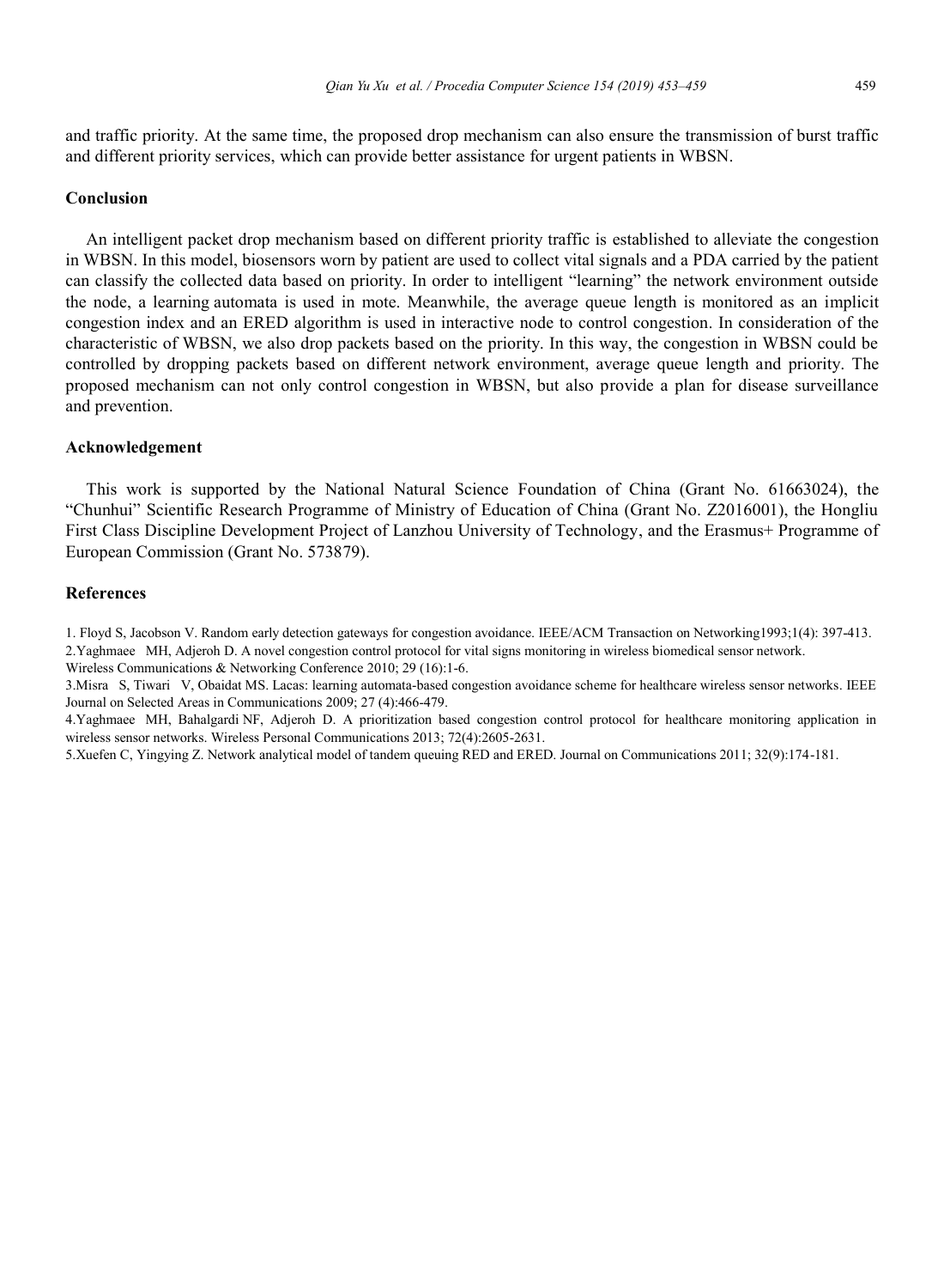and traffic priority. At the same time, the proposed drop mechanism can also ensure the transmission of burst traffic and different priority services, which can provide better assistance for urgent patients in WBSN.

## Conclusion

An intelligent packet drop mechanism based on different priority traffic is established to alleviate the congestion in WBSN. In this model, biosensors worn by patient are used to collect vital signals and a PDA carried by the patient can classify the collected data based on priority. In order to intelligent "learning" the network environment outside the node, a learning automata is used in mote. Meanwhile, the average queue length is monitored as an implicit congestion index and an ERED algorithm is used in interactive node to control congestion. In consideration of the characteristic of WBSN, we also drop packets based on the priority. In this way, the congestion in WBSN could be controlled by dropping packets based on different network environment, average queue length and priority. The proposed mechanism can not only control congestion in WBSN, but also provide a plan for disease surveillance and prevention.

## Acknowledgement

This work is supported by the National Natural Science Foundation of China (Grant No. 61663024), the "Chunhui" Scientific Research Programme of Ministry of Education of China (Grant No. Z2016001), the Hongliu First Class Discipline Development Project of Lanzhou University of Technology, and the Erasmus+ Programme of European Commission (Grant No. 573879).

## References

1. Floyd S, Jacobson V. Random early detection gateways for congestion avoidance. IEEE/ACM Transaction on Networking1993;1(4): 397-413.
2. Yaghmaee MH, Adjeroh D. A novel congestion control protocol for vital signs monitoring in wireless biomedical sensor network. Wireless Communications & Networking Conference 2010; 29 (16):1-6.
3. Misra S, Tiwari V, Obaidat MS. Lacas: learning automata-based congestion avoidance scheme for healthcare wireless sensor networks. IEEE Journal on Selected Areas in Communications 2009; 27 (4):466-479.
4. Yaghmaee MH, Bahalgardi NF, Adjeroh D. A prioritization based congestion control protocol for healthcare monitoring application in wireless sensor networks. Wireless Personal Communications 2013; 72(4):2605-2631.
5. Xuefen C, Yingying Z. Network analytical model of tandem queuing RED and ERED. Journal on Communications 2011; 32(9):174-181.